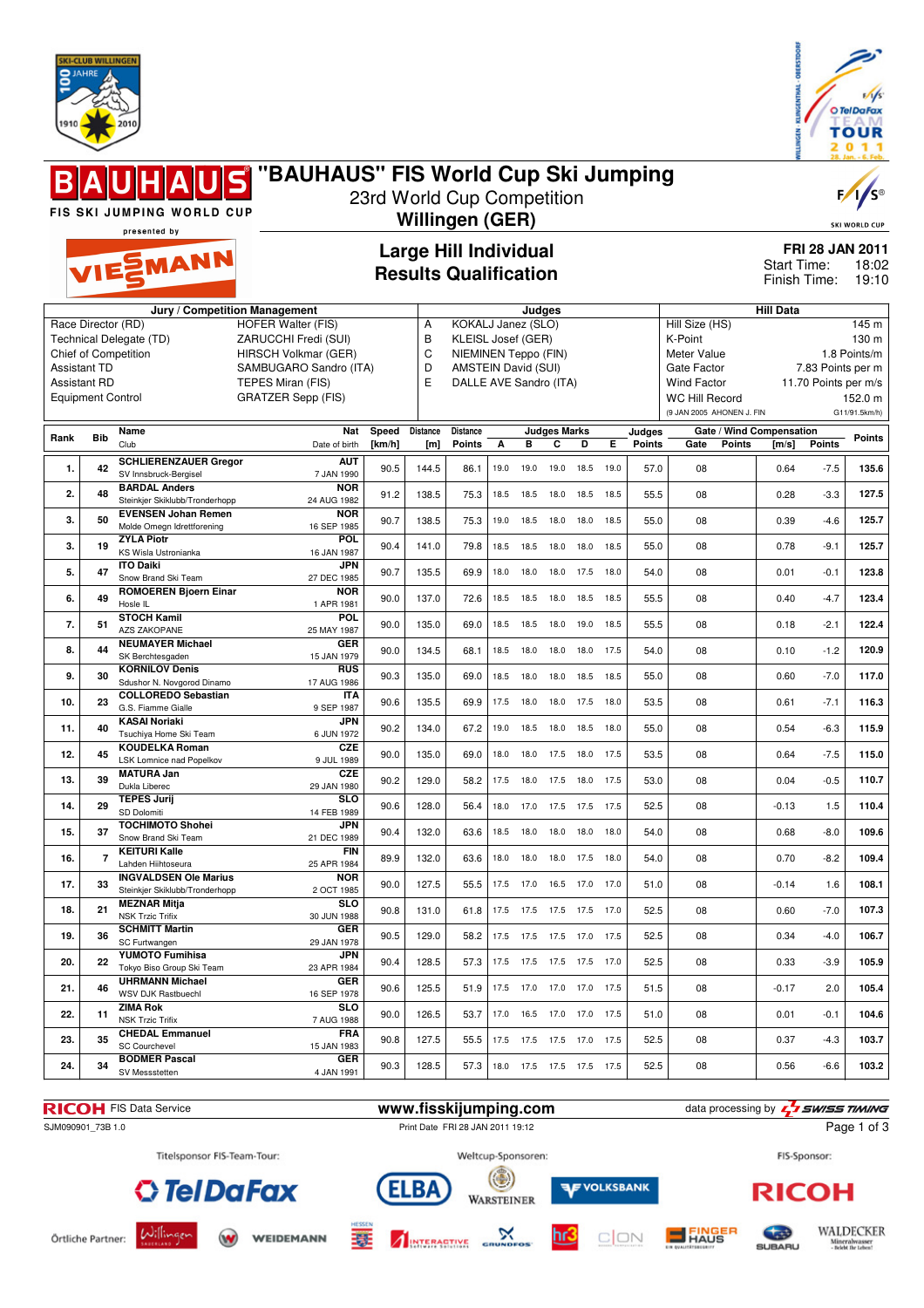# "BAUHAUS" FIS World Cup Ski Jumping

23rd World Cup Competition

**Willingen (GER)**

FIS SKI JUMPING WORLD CUP presented by VIESSMANN

## Large Hill Individual
## Results Qualification

**FRI 28 JAN 2011**
Start Time: 18:02
Finish Time: 19:10

| Jury / Competition Management | | Judges | | Hill Data | |
|---|---|---|---|---|---|
| Race Director (RD) | HOFER Walter (FIS) | A | KOKALJ Janez (SLO) | Hill Size (HS) | 145 m |
| Technical Delegate (TD) | ZARUCCHI Fredi (SUI) | B | KLEISL Josef (GER) | K-Point | 130 m |
| Chief of Competition | HIRSCH Volkmar (GER) | C | NIEMINEN Teppo (FIN) | Meter Value | 1.8 Points/m |
| Assistant TD | SAMBUGARO Sandro (ITA) | D | AMSTEIN David (SUI) | Gate Factor | 7.83 Points per m |
| Assistant RD | TEPES Miran (FIS) | E | DALLE AVE Sandro (ITA) | Wind Factor | 11.70 Points per m/s |
| Equipment Control | GRATZER Sepp (FIS) | | | WC Hill Record | 152.0 m |
| | | | | (9 JAN 2005 AHONEN J. FIN | G11/91.5km/h) |

| Rank | Bib | Name / Club | Nat / Date of birth | Speed [km/h] | Distance [m] | Distance Points | A | B | C | D | E | Judges Points | Gate | Gate Points | Wind [m/s] | Wind Points | Points |
|---|---|---|---|---|---|---|---|---|---|---|---|---|---|---|---|---|---|
| 1. | 42 | **SCHLIERENZAUER Gregor** SV Innsbruck-Bergisel | AUT 7 JAN 1990 | 90.5 | 144.5 | 86.1 | 19.0 | 19.0 | 19.0 | 18.5 | 19.0 | 57.0 | 08 | | 0.64 | -7.5 | 135.6 |
| 2. | 48 | **BARDAL Anders** Steinkjer Skiklubb/Tronderhopp | NOR 24 AUG 1982 | 91.2 | 138.5 | 75.3 | 18.5 | 18.5 | 18.0 | 18.5 | 18.5 | 55.5 | 08 | | 0.28 | -3.3 | 127.5 |
| 3. | 50 | **EVENSEN Johan Remen** Molde Omegn Idrettforening | NOR 16 SEP 1985 | 90.7 | 138.5 | 75.3 | 19.0 | 18.5 | 18.0 | 18.0 | 18.5 | 55.0 | 08 | | 0.39 | -4.6 | 125.7 |
| 3. | 19 | **ZYLA Piotr** KS Wisla Ustronianka | POL 16 JAN 1987 | 90.4 | 141.0 | 79.8 | 18.5 | 18.5 | 18.0 | 18.0 | 18.5 | 55.0 | 08 | | 0.78 | -9.1 | 125.7 |
| 5. | 47 | **ITO Daiki** Snow Brand Ski Team | JPN 27 DEC 1985 | 90.7 | 135.5 | 69.9 | 18.0 | 18.0 | 18.0 | 17.5 | 18.0 | 54.0 | 08 | | 0.01 | -0.1 | 123.8 |
| 6. | 49 | **ROMOEREN Bjoern Einar** Hosle IL | NOR 1 APR 1981 | 90.0 | 137.0 | 72.6 | 18.5 | 18.5 | 18.0 | 18.5 | 18.5 | 55.5 | 08 | | 0.40 | -4.7 | 123.4 |
| 7. | 51 | **STOCH Kamil** AZS ZAKOPANE | POL 25 MAY 1987 | 90.0 | 135.0 | 69.0 | 18.5 | 18.5 | 18.0 | 19.0 | 18.5 | 55.5 | 08 | | 0.18 | -2.1 | 122.4 |
| 8. | 44 | **NEUMAYER Michael** SK Berchtesgaden | GER 15 JAN 1979 | 90.0 | 134.5 | 68.1 | 18.5 | 18.0 | 18.0 | 18.0 | 17.5 | 54.0 | 08 | | 0.10 | -1.2 | 120.9 |
| 9. | 30 | **KORNILOV Denis** Sdushor N. Novgorod Dinamo | RUS 17 AUG 1986 | 90.3 | 135.0 | 69.0 | 18.5 | 18.0 | 18.0 | 18.5 | 18.5 | 55.0 | 08 | | 0.60 | -7.0 | 117.0 |
| 10. | 23 | **COLLOREDO Sebastian** G.S. Fiamme Gialle | ITA 9 SEP 1987 | 90.6 | 135.5 | 69.9 | 17.5 | 18.0 | 18.0 | 17.5 | 18.0 | 53.5 | 08 | | 0.61 | -7.1 | 116.3 |
| 11. | 40 | **KASAI Noriaki** Tsuchiya Home Ski Team | JPN 6 JUN 1972 | 90.2 | 134.0 | 67.2 | 19.0 | 18.5 | 18.0 | 18.5 | 18.0 | 55.0 | 08 | | 0.54 | -6.3 | 115.9 |
| 12. | 45 | **KOUDELKA Roman** LSK Lomnice nad Popelkov | CZE 9 JUL 1989 | 90.0 | 135.0 | 69.0 | 18.0 | 18.0 | 17.5 | 18.0 | 17.5 | 53.5 | 08 | | 0.64 | -7.5 | 115.0 |
| 13. | 39 | **MATURA Jan** Dukla Liberec | CZE 29 JAN 1980 | 90.2 | 129.0 | 58.2 | 17.5 | 18.0 | 17.5 | 18.0 | 17.5 | 53.0 | 08 | | 0.04 | -0.5 | 110.7 |
| 14. | 29 | **TEPES Jurij** SD Dolomiti | SLO 14 FEB 1989 | 90.6 | 128.0 | 56.4 | 18.0 | 17.0 | 17.5 | 17.5 | 17.5 | 52.5 | 08 | | -0.13 | 1.5 | 110.4 |
| 15. | 37 | **TOCHIMOTO Shohei** Snow Brand Ski Team | JPN 21 DEC 1989 | 90.4 | 132.0 | 63.6 | 18.5 | 18.0 | 18.0 | 18.0 | 18.0 | 54.0 | 08 | | 0.68 | -8.0 | 109.6 |
| 16. | 7 | **KEITURI Kalle** Lahden Hiihtoseura | FIN 25 APR 1984 | 89.9 | 132.0 | 63.6 | 18.0 | 18.0 | 18.0 | 17.5 | 18.0 | 54.0 | 08 | | 0.70 | -8.2 | 109.4 |
| 17. | 33 | **INGVALDSEN Ole Marius** Steinkjer Skiklubb/Tronderhopp | NOR 2 OCT 1985 | 90.0 | 127.5 | 55.5 | 17.5 | 17.0 | 16.5 | 17.0 | 17.0 | 51.0 | 08 | | -0.14 | 1.6 | 108.1 |
| 18. | 21 | **MEZNAR Mitja** NSK Trzic Trifix | SLO 30 JUN 1988 | 90.8 | 131.0 | 61.8 | 17.5 | 17.5 | 17.5 | 17.5 | 17.0 | 52.5 | 08 | | 0.60 | -7.0 | 107.3 |
| 19. | 36 | **SCHMITT Martin** SC Furtwangen | GER 29 JAN 1978 | 90.5 | 129.0 | 58.2 | 17.5 | 17.5 | 17.5 | 17.0 | 17.5 | 52.5 | 08 | | 0.34 | -4.0 | 106.7 |
| 20. | 22 | **YUMOTO Fumihisa** Tokyo Biso Group Ski Team | JPN 23 APR 1984 | 90.4 | 128.5 | 57.3 | 17.5 | 17.5 | 17.5 | 17.5 | 17.0 | 52.5 | 08 | | 0.33 | -3.9 | 105.9 |
| 21. | 46 | **UHRMANN Michael** WSV DJK Rastbuechl | GER 16 SEP 1978 | 90.6 | 125.5 | 51.9 | 17.5 | 17.0 | 17.0 | 17.0 | 17.5 | 51.5 | 08 | | -0.17 | 2.0 | 105.4 |
| 22. | 11 | **ZIMA Rok** NSK Trzic Trifix | SLO 7 AUG 1988 | 90.0 | 126.5 | 53.7 | 17.0 | 16.5 | 17.0 | 17.0 | 17.5 | 51.0 | 08 | | 0.01 | -0.1 | 104.6 |
| 23. | 35 | **CHEDAL Emmanuel** SC Courchevel | FRA 15 JAN 1983 | 90.8 | 127.5 | 55.5 | 17.5 | 17.5 | 17.5 | 17.0 | 17.5 | 52.5 | 08 | | 0.37 | -4.3 | 103.7 |
| 24. | 34 | **BODMER Pascal** SV Messstetten | GER 4 JAN 1991 | 90.3 | 128.5 | 57.3 | 18.0 | 17.5 | 17.5 | 17.5 | 17.5 | 52.5 | 08 | | 0.56 | -6.6 | 103.2 |

RICOH FIS Data Service www.fisskijumping.com data processing by SWISS TIMING

SJM090901_73B 1.0 Print Date FRI 28 JAN 2011 19:12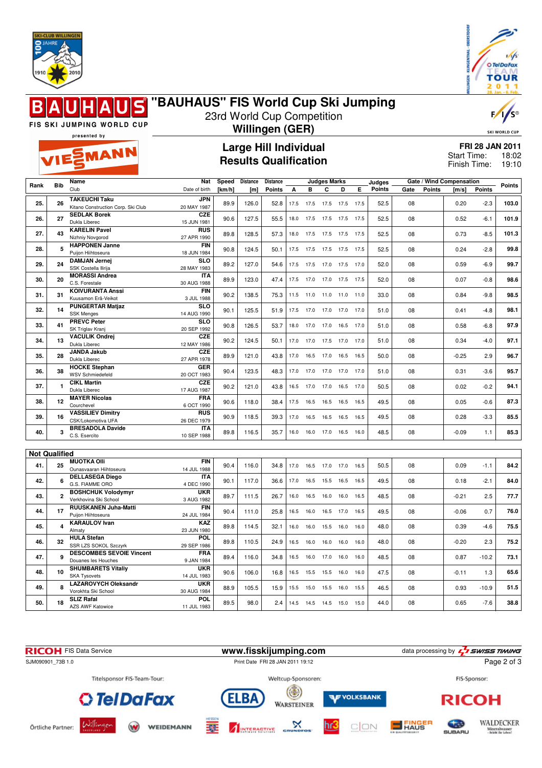# "BAUHAUS" FIS World Cup Ski Jumping

23rd World Cup Competition

**Willingen (GER)**

## Large Hill Individual
## Results Qualification

**FRI 28 JAN 2011**
Start Time: 18:02
Finish Time: 19:10

| Rank | Bib | Name / Club | Nat / Date of birth | Speed [km/h] | Distance [m] | Distance Points | A | B | C | D | E | Judges Points | Gate | Gate Points | Wind [m/s] | Wind Points | Points |
|---|---|---|---|---|---|---|---|---|---|---|---|---|---|---|---|---|---|
| 25. | 26 | TAKEUCHI Taku / Kitano Construction Corp. Ski Club | JPN / 20 MAY 1987 | 89.9 | 126.0 | 52.8 | 17.5 | 17.5 | 17.5 | 17.5 | 17.5 | 52.5 | 08 | | 0.20 | -2.3 | 103.0 |
| 26. | 27 | SEDLAK Borek / Dukla Liberec | CZE / 15 JUN 1981 | 90.6 | 127.5 | 55.5 | 18.0 | 17.5 | 17.5 | 17.5 | 17.5 | 52.5 | 08 | | 0.52 | -6.1 | 101.9 |
| 27. | 43 | KARELIN Pavel / Nizhniy Novgorod | RUS / 27 APR 1990 | 89.8 | 128.5 | 57.3 | 18.0 | 17.5 | 17.5 | 17.5 | 17.5 | 52.5 | 08 | | 0.73 | -8.5 | 101.3 |
| 28. | 5 | HAPPONEN Janne / Puijon Hiihtoseura | FIN / 18 JUN 1984 | 90.8 | 124.5 | 50.1 | 17.5 | 17.5 | 17.5 | 17.5 | 17.5 | 52.5 | 08 | | 0.24 | -2.8 | 99.8 |
| 29. | 24 | DAMJAN Jernej / SSK Costella Ilirija | SLO / 28 MAY 1983 | 89.2 | 127.0 | 54.6 | 17.5 | 17.5 | 17.0 | 17.5 | 17.0 | 52.0 | 08 | | 0.59 | -6.9 | 99.7 |
| 30. | 20 | MORASSI Andrea / C.S. Forestale | ITA / 30 AUG 1988 | 89.9 | 123.0 | 47.4 | 17.5 | 17.0 | 17.0 | 17.5 | 17.5 | 52.0 | 08 | | 0.07 | -0.8 | 98.6 |
| 31. | 31 | KOIVURANTA Anssi / Kuusamon Erä-Veikot | FIN / 3 JUL 1988 | 90.2 | 138.5 | 75.3 | 11.5 | 11.0 | 11.0 | 11.0 | 11.0 | 33.0 | 08 | | 0.84 | -9.8 | 98.5 |
| 32. | 14 | PUNGERTAR Matjaz / SSK Menges | SLO / 14 AUG 1990 | 90.1 | 125.5 | 51.9 | 17.5 | 17.0 | 17.0 | 17.0 | 17.0 | 51.0 | 08 | | 0.41 | -4.8 | 98.1 |
| 33. | 41 | PREVC Peter / SK Triglav Kranj | SLO / 20 SEP 1992 | 90.8 | 126.5 | 53.7 | 18.0 | 17.0 | 17.0 | 16.5 | 17.0 | 51.0 | 08 | | 0.58 | -6.8 | 97.9 |
| 34. | 13 | VACULIK Ondrej / Dukla Liberec | CZE / 12 MAY 1986 | 90.2 | 124.5 | 50.1 | 17.0 | 17.0 | 17.5 | 17.0 | 17.0 | 51.0 | 08 | | 0.34 | -4.0 | 97.1 |
| 35. | 28 | JANDA Jakub / Dukla Liberec | CZE / 27 APR 1978 | 89.9 | 121.0 | 43.8 | 17.0 | 16.5 | 17.0 | 16.5 | 16.5 | 50.0 | 08 | | -0.25 | 2.9 | 96.7 |
| 36. | 38 | HOCKE Stephan / WSV Schmiedefeld | GER / 20 OCT 1983 | 90.4 | 123.5 | 48.3 | 17.0 | 17.0 | 17.0 | 17.0 | 17.0 | 51.0 | 08 | | 0.31 | -3.6 | 95.7 |
| 37. | 1 | CIKL Martin / Dukla Liberec | CZE / 17 AUG 1987 | 90.2 | 121.0 | 43.8 | 16.5 | 17.0 | 17.0 | 16.5 | 17.0 | 50.5 | 08 | | 0.02 | -0.2 | 94.1 |
| 38. | 12 | MAYER Nicolas / Courchevel | FRA / 6 OCT 1990 | 90.6 | 118.0 | 38.4 | 17.5 | 16.5 | 16.5 | 16.5 | 16.5 | 49.5 | 08 | | 0.05 | -0.6 | 87.3 |
| 39. | 16 | VASSILIEV Dimitry / CSK/Lokomotiva UFA | RUS / 26 DEC 1979 | 90.9 | 118.5 | 39.3 | 17.0 | 16.5 | 16.5 | 16.5 | 16.5 | 49.5 | 08 | | 0.28 | -3.3 | 85.5 |
| 40. | 3 | BRESADOLA Davide / C.S. Esercito | ITA / 10 SEP 1988 | 89.8 | 116.5 | 35.7 | 16.0 | 16.0 | 17.0 | 16.5 | 16.0 | 48.5 | 08 | | -0.09 | 1.1 | 85.3 |

### Not Qualified

| Rank | Bib | Name / Club | Nat / Date of birth | Speed [km/h] | Distance [m] | Distance Points | A | B | C | D | E | Judges Points | Gate | Gate Points | Wind [m/s] | Wind Points | Points |
|---|---|---|---|---|---|---|---|---|---|---|---|---|---|---|---|---|---|
| 41. | 25 | MUOTKA Olli / Ounasvaaran Hiihtoseura | FIN / 14 JUL 1988 | 90.4 | 116.0 | 34.8 | 17.0 | 16.5 | 17.0 | 17.0 | 16.5 | 50.5 | 08 | | 0.09 | -1.1 | 84.2 |
| 42. | 6 | DELLASEGA Diego / G.S. FIAMME ORO | ITA / 4 DEC 1990 | 90.1 | 117.0 | 36.6 | 17.0 | 16.5 | 15.5 | 16.5 | 16.5 | 49.5 | 08 | | 0.18 | -2.1 | 84.0 |
| 43. | 2 | BOSHCHUK Volodymyr / Verkhovina Ski School | UKR / 3 AUG 1982 | 89.7 | 111.5 | 26.7 | 16.0 | 16.5 | 16.0 | 16.0 | 16.5 | 48.5 | 08 | | -0.21 | 2.5 | 77.7 |
| 44. | 17 | RUUSKANEN Juha-Matti / Puijon Hiihtoseura | FIN / 24 JUL 1984 | 90.4 | 111.0 | 25.8 | 16.5 | 16.0 | 16.5 | 17.0 | 16.5 | 49.5 | 08 | | -0.06 | 0.7 | 76.0 |
| 45. | 4 | KARAULOV Ivan / Almaty | KAZ / 23 JUN 1980 | 89.8 | 114.5 | 32.1 | 16.0 | 16.0 | 15.5 | 16.0 | 16.0 | 48.0 | 08 | | 0.39 | -4.6 | 75.5 |
| 46. | 32 | HULA Stefan / SSR LZS SOKOL Szczyrk | POL / 29 SEP 1986 | 89.8 | 110.5 | 24.9 | 16.5 | 16.0 | 16.0 | 16.0 | 16.0 | 48.0 | 08 | | -0.20 | 2.3 | 75.2 |
| 47. | 9 | DESCOMBES SEVOIE Vincent / Douanes les Houches | FRA / 9 JAN 1984 | 89.4 | 116.0 | 34.8 | 16.5 | 16.0 | 17.0 | 16.0 | 16.0 | 48.5 | 08 | | 0.87 | -10.2 | 73.1 |
| 48. | 10 | SHUMBARETS Vitaliy / SKA Tysovets | UKR / 14 JUL 1983 | 90.6 | 106.0 | 16.8 | 16.5 | 15.5 | 15.5 | 16.0 | 16.0 | 47.5 | 08 | | -0.11 | 1.3 | 65.6 |
| 49. | 8 | LAZAROVYCH Oleksandr / Vorokhta Ski School | UKR / 30 AUG 1984 | 88.9 | 105.5 | 15.9 | 15.5 | 15.0 | 15.5 | 16.0 | 15.5 | 46.5 | 08 | | 0.93 | -10.9 | 51.5 |
| 50. | 18 | SLIZ Rafal / AZS AWF Katowice | POL / 11 JUL 1983 | 89.5 | 98.0 | 2.4 | 14.5 | 14.5 | 14.5 | 15.0 | 15.0 | 44.0 | 08 | | 0.65 | -7.6 | 38.8 |

SJM090901_73B 1.0 — www.fisskijumping.com — Print Date FRI 28 JAN 2011 19:12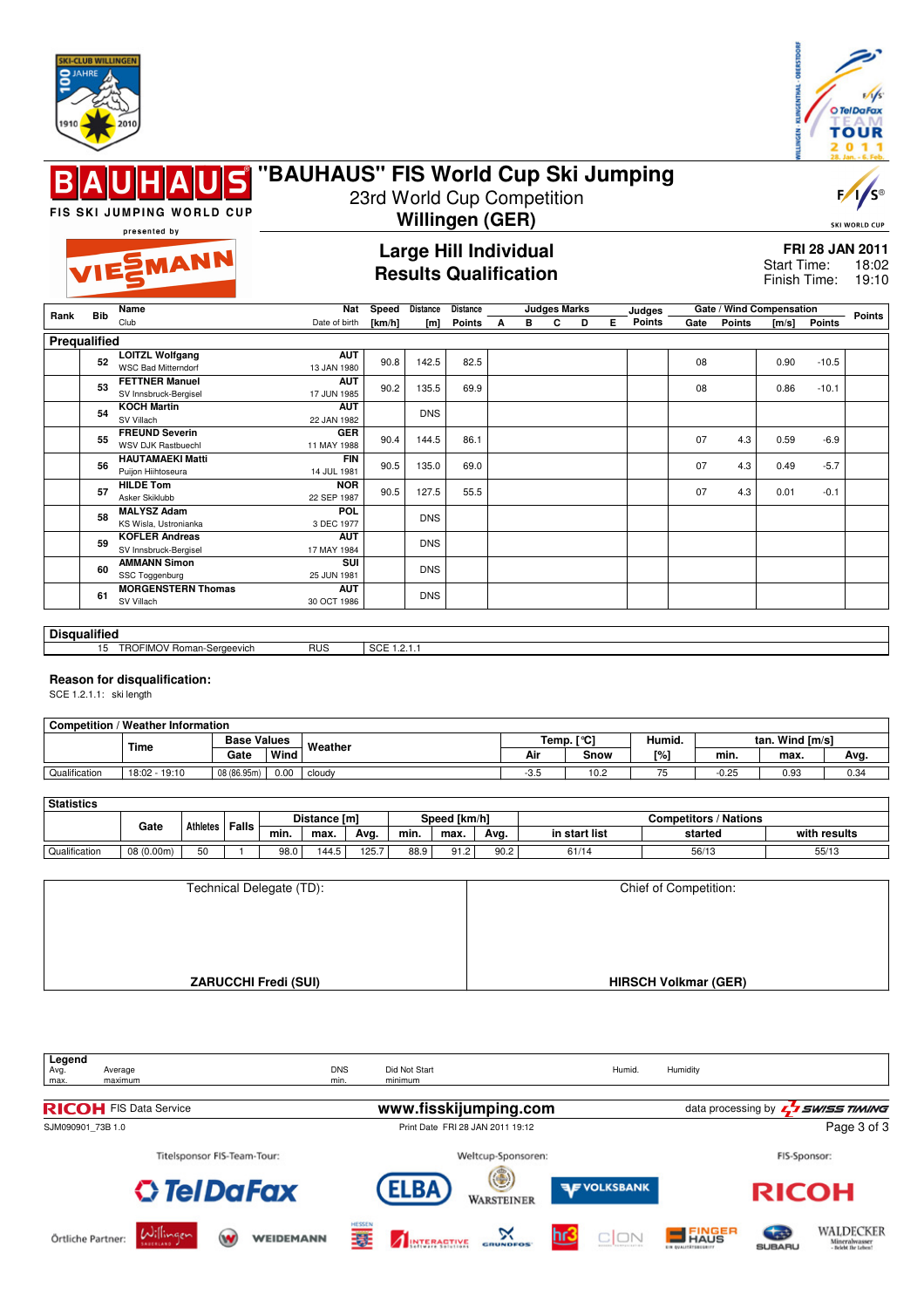# "BAUHAUS" FIS World Cup Ski Jumping

23rd World Cup Competition

**Willingen (GER)**

BAUHAUS FIS SKI JUMPING WORLD CUP presented by VIESSMANN

## Large Hill Individual
## Results Qualification

**FRI 28 JAN 2011**
Start Time: 18:02
Finish Time: 19:10

| Rank | Bib | Name / Club | Nat / Date of birth | Speed [km/h] | Distance [m] | Distance Points | A | B | C | D | E | Judges Points | Gate | Gate Points | Wind [m/s] | Wind Points | Points |
|---|---|---|---|---|---|---|---|---|---|---|---|---|---|---|---|---|---|
| **Prequalified** | | | | | | | | | | | | | | | | | |
| | 52 | **LOITZL Wolfgang** WSC Bad Mitterndorf | **AUT** 13 JAN 1980 | 90.8 | 142.5 | 82.5 | | | | | | | 08 | | 0.90 | -10.5 | |
| | 53 | **FETTNER Manuel** SV Innsbruck-Bergisel | **AUT** 17 JUN 1985 | 90.2 | 135.5 | 69.9 | | | | | | | 08 | | 0.86 | -10.1 | |
| | 54 | **KOCH Martin** SV Villach | **AUT** 22 JAN 1982 | | DNS | | | | | | | | | | | | |
| | 55 | **FREUND Severin** WSV DJK Rastbuechl | **GER** 11 MAY 1988 | 90.4 | 144.5 | 86.1 | | | | | | | 07 | 4.3 | 0.59 | -6.9 | |
| | 56 | **HAUTAMAEKI Matti** Puijon Hiihtoseura | **FIN** 14 JUL 1981 | 90.5 | 135.0 | 69.0 | | | | | | | 07 | 4.3 | 0.49 | -5.7 | |
| | 57 | **HILDE Tom** Asker Skiklubb | **NOR** 22 SEP 1987 | 90.5 | 127.5 | 55.5 | | | | | | | 07 | 4.3 | 0.01 | -0.1 | |
| | 58 | **MALYSZ Adam** KS Wisla, Ustronianka | **POL** 3 DEC 1977 | | DNS | | | | | | | | | | | | |
| | 59 | **KOFLER Andreas** SV Innsbruck-Bergisel | **AUT** 17 MAY 1984 | | DNS | | | | | | | | | | | | |
| | 60 | **AMMANN Simon** SSC Toggenburg | **SUI** 25 JUN 1981 | | DNS | | | | | | | | | | | | |
| | 61 | **MORGENSTERN Thomas** SV Villach | **AUT** 30 OCT 1986 | | DNS | | | | | | | | | | | | |

**Disqualified**

| Bib | Name | Nat | Reason |
|---|---|---|---|
| 15 | TROFIMOV Roman-Sergeevich | RUS | SCE 1.2.1.1 |

**Reason for disqualification:**

SCE 1.2.1.1: ski length

**Competition / Weather Information**

| | Time | Base Values Gate | Base Values Wind | Weather | Temp. [°C] Air | Temp. [°C] Snow | Humid. [%] | tan. Wind [m/s] min. | tan. Wind [m/s] max. | tan. Wind [m/s] Avg. |
|---|---|---|---|---|---|---|---|---|---|---|
| Qualification | 18:02 - 19:10 | 08 (86.95m) | 0.00 | cloudy | -3.5 | 10.2 | 75 | -0.25 | 0.93 | 0.34 |

**Statistics**

| | Gate | Athletes | Falls | Distance [m] min. | Distance [m] max. | Distance [m] Avg. | Speed [km/h] min. | Speed [km/h] max. | Speed [km/h] Avg. | Competitors / Nations in start list | Competitors / Nations started | Competitors / Nations with results |
|---|---|---|---|---|---|---|---|---|---|---|---|---|
| Qualification | 08 (0.00m) | 50 | 1 | 98.0 | 144.5 | 125.7 | 88.9 | 91.2 | 90.2 | 61/14 | 56/13 | 55/13 |

| Technical Delegate (TD): | Chief of Competition: |
|---|---|
| **ZARUCCHI Fredi (SUI)** | **HIRSCH Volkmar (GER)** |

**Legend**

| | | | | | |
|---|---|---|---|---|---|
| Avg. | Average | DNS | Did Not Start | Humid. | Humidity |
| max. | maximum | min. | minimum | | |

RICOH FIS Data Service — www.fisskijumping.com — data processing by SWISS TIMING

SJM090901_73B 1.0 — Print Date FRI 28 JAN 2011 19:12

Titelsponsor FIS-Team-Tour: TelDaFax — Weltcup-Sponsoren: ELBA, Warsteiner, Volksbank — FIS-Sponsor: RICOH

Örtliche Partner: Willingen, Weidemann, Hessen, Interactive Software Solutions, Grundfos, hr3, CION, Finger Haus, Subaru, Waldecker Mineralwasser